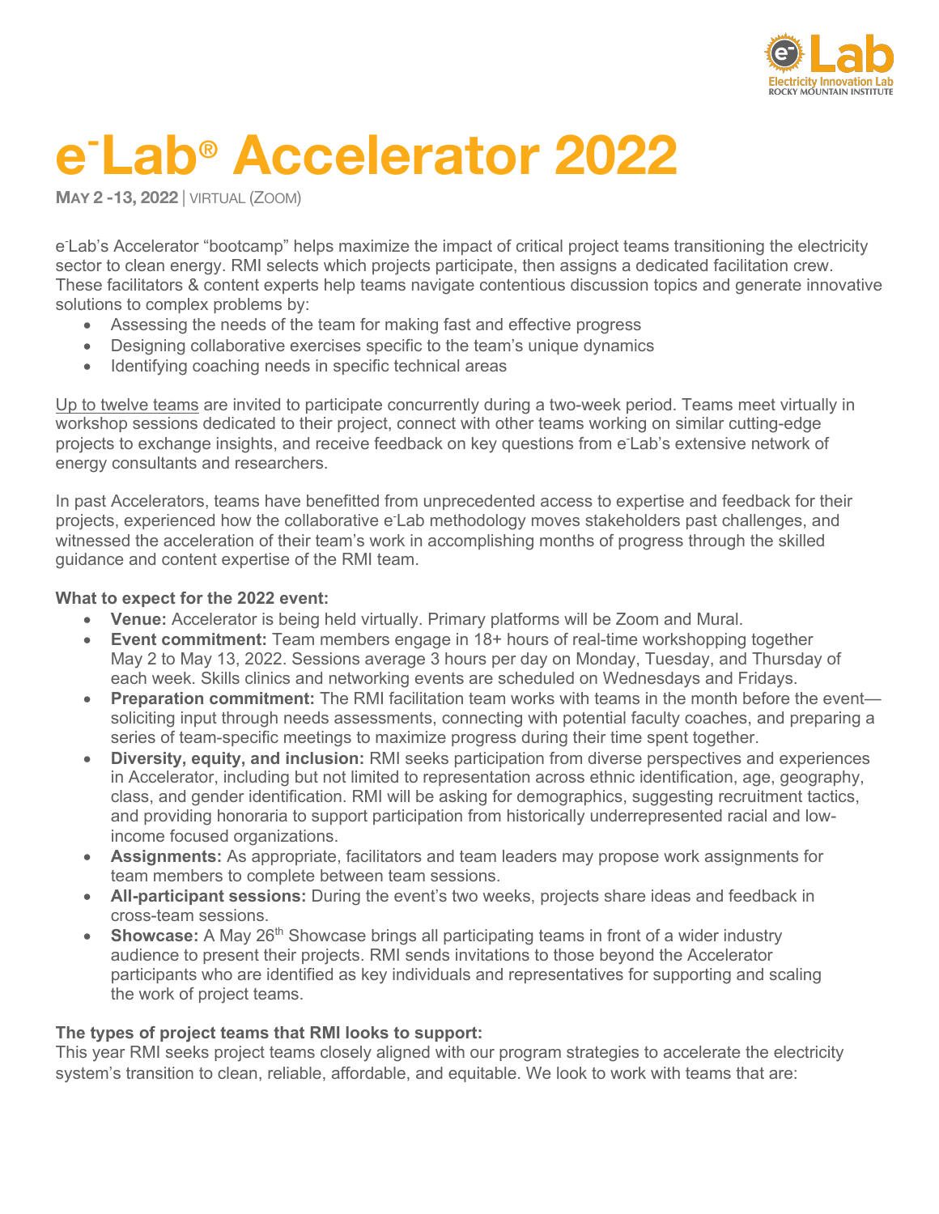# e⁻Lab® Accelerator 2022

**MAY 2 -13, 2022** | VIRTUAL (ZOOM)

e⁻Lab's Accelerator "bootcamp" helps maximize the impact of critical project teams transitioning the electricity sector to clean energy. RMI selects which projects participate, then assigns a dedicated facilitation crew. These facilitators & content experts help teams navigate contentious discussion topics and generate innovative solutions to complex problems by:

- Assessing the needs of the team for making fast and effective progress
- Designing collaborative exercises specific to the team's unique dynamics
- Identifying coaching needs in specific technical areas

Up to twelve teams are invited to participate concurrently during a two-week period. Teams meet virtually in workshop sessions dedicated to their project, connect with other teams working on similar cutting-edge projects to exchange insights, and receive feedback on key questions from e⁻Lab's extensive network of energy consultants and researchers.

In past Accelerators, teams have benefitted from unprecedented access to expertise and feedback for their projects, experienced how the collaborative e⁻Lab methodology moves stakeholders past challenges, and witnessed the acceleration of their team's work in accomplishing months of progress through the skilled guidance and content expertise of the RMI team.

**What to expect for the 2022 event:**

- **Venue:** Accelerator is being held virtually. Primary platforms will be Zoom and Mural.
- **Event commitment:** Team members engage in 18+ hours of real-time workshopping together May 2 to May 13, 2022. Sessions average 3 hours per day on Monday, Tuesday, and Thursday of each week. Skills clinics and networking events are scheduled on Wednesdays and Fridays.
- **Preparation commitment:** The RMI facilitation team works with teams in the month before the event—soliciting input through needs assessments, connecting with potential faculty coaches, and preparing a series of team-specific meetings to maximize progress during their time spent together.
- **Diversity, equity, and inclusion:** RMI seeks participation from diverse perspectives and experiences in Accelerator, including but not limited to representation across ethnic identification, age, geography, class, and gender identification. RMI will be asking for demographics, suggesting recruitment tactics, and providing honoraria to support participation from historically underrepresented racial and low-income focused organizations.
- **Assignments:** As appropriate, facilitators and team leaders may propose work assignments for team members to complete between team sessions.
- **All-participant sessions:** During the event's two weeks, projects share ideas and feedback in cross-team sessions.
- **Showcase:** A May 26th Showcase brings all participating teams in front of a wider industry audience to present their projects. RMI sends invitations to those beyond the Accelerator participants who are identified as key individuals and representatives for supporting and scaling the work of project teams.

**The types of project teams that RMI looks to support:**

This year RMI seeks project teams closely aligned with our program strategies to accelerate the electricity system's transition to clean, reliable, affordable, and equitable. We look to work with teams that are: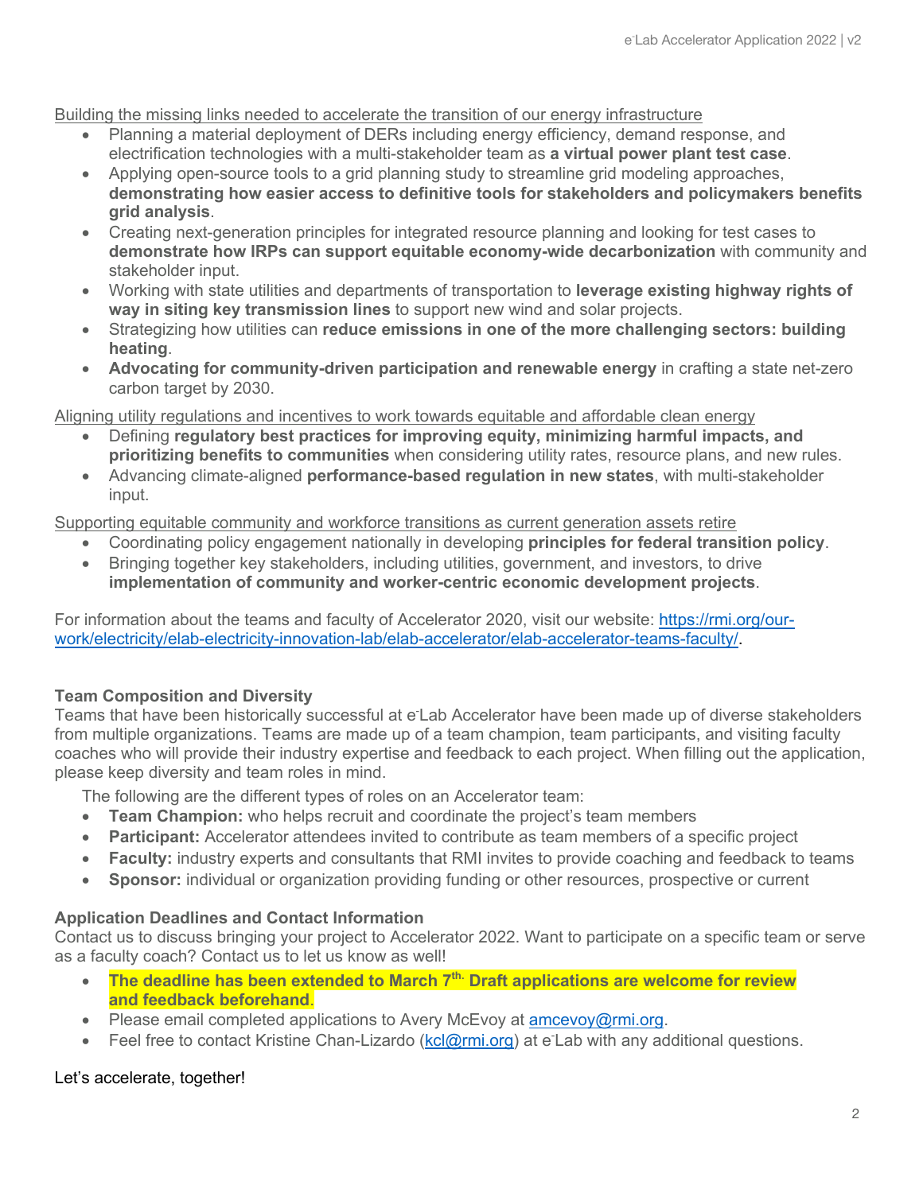Building the missing links needed to accelerate the transition of our energy infrastructure

- Planning a material deployment of DERs including energy efficiency, demand response, and electrification technologies with a multi-stakeholder team as **a virtual power plant test case**.
- Applying open-source tools to a grid planning study to streamline grid modeling approaches, **demonstrating how easier access to definitive tools for stakeholders and policymakers benefits grid analysis**.
- Creating next-generation principles for integrated resource planning and looking for test cases to **demonstrate how IRPs can support equitable economy-wide decarbonization** with community and stakeholder input.
- Working with state utilities and departments of transportation to **leverage existing highway rights of way in siting key transmission lines** to support new wind and solar projects.
- Strategizing how utilities can **reduce emissions in one of the more challenging sectors: building heating**.
- **Advocating for community-driven participation and renewable energy** in crafting a state net-zero carbon target by 2030.

Aligning utility regulations and incentives to work towards equitable and affordable clean energy

- Defining **regulatory best practices for improving equity, minimizing harmful impacts, and prioritizing benefits to communities** when considering utility rates, resource plans, and new rules.
- Advancing climate-aligned **performance-based regulation in new states**, with multi-stakeholder input.

Supporting equitable community and workforce transitions as current generation assets retire

- Coordinating policy engagement nationally in developing **principles for federal transition policy**.
- Bringing together key stakeholders, including utilities, government, and investors, to drive **implementation of community and worker-centric economic development projects**.

For information about the teams and faculty of Accelerator 2020, visit our website: https://rmi.org/our-work/electricity/elab-electricity-innovation-lab/elab-accelerator/elab-accelerator-teams-faculty/.

**Team Composition and Diversity**

Teams that have been historically successful at e-Lab Accelerator have been made up of diverse stakeholders from multiple organizations. Teams are made up of a team champion, team participants, and visiting faculty coaches who will provide their industry expertise and feedback to each project. When filling out the application, please keep diversity and team roles in mind.

The following are the different types of roles on an Accelerator team:

- **Team Champion:** who helps recruit and coordinate the project's team members
- **Participant:** Accelerator attendees invited to contribute as team members of a specific project
- **Faculty:** industry experts and consultants that RMI invites to provide coaching and feedback to teams
- **Sponsor:** individual or organization providing funding or other resources, prospective or current

**Application Deadlines and Contact Information**

Contact us to discuss bringing your project to Accelerator 2022. Want to participate on a specific team or serve as a faculty coach? Contact us to let us know as well!

- **The deadline has been extended to March 7th. Draft applications are welcome for review and feedback beforehand**.
- Please email completed applications to Avery McEvoy at amcevoy@rmi.org.
- Feel free to contact Kristine Chan-Lizardo (kcl@rmi.org) at e-Lab with any additional questions.

Let's accelerate, together!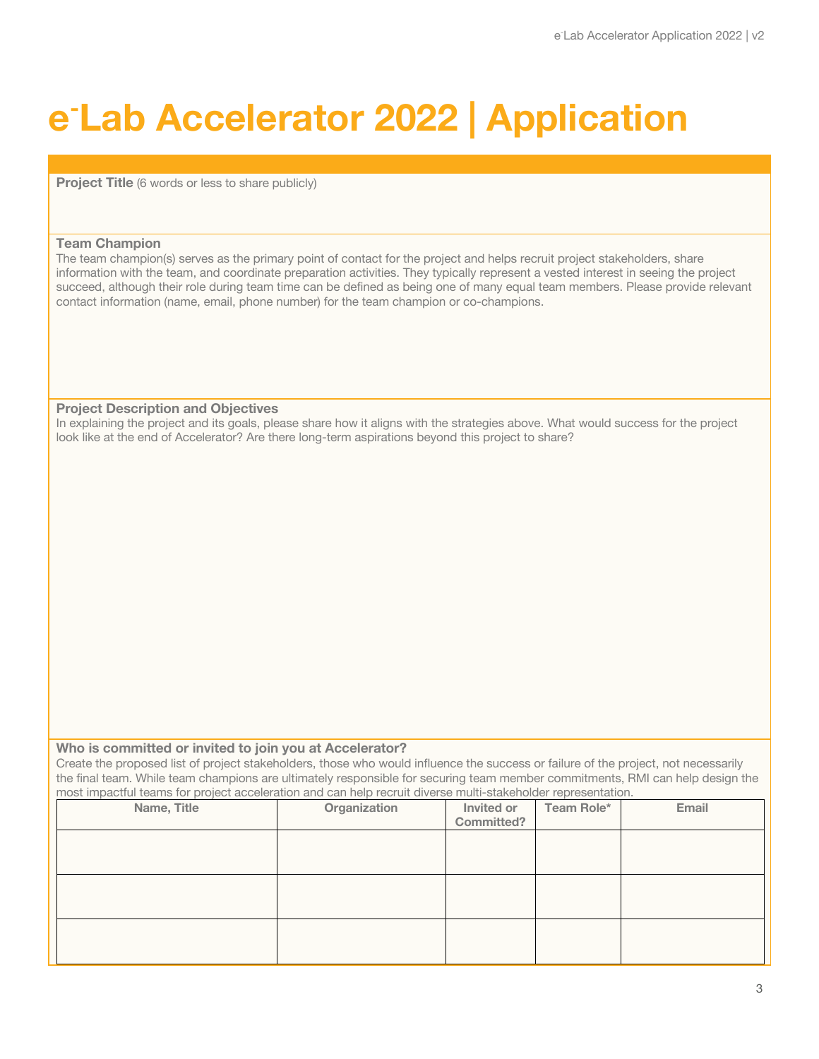# e⁻Lab Accelerator 2022 | Application

**Project Title** (6 words or less to share publicly)

**Team Champion**

The team champion(s) serves as the primary point of contact for the project and helps recruit project stakeholders, share information with the team, and coordinate preparation activities. They typically represent a vested interest in seeing the project succeed, although their role during team time can be defined as being one of many equal team members. Please provide relevant contact information (name, email, phone number) for the team champion or co-champions.

**Project Description and Objectives**

In explaining the project and its goals, please share how it aligns with the strategies above. What would success for the project look like at the end of Accelerator? Are there long-term aspirations beyond this project to share?

**Who is committed or invited to join you at Accelerator?**

Create the proposed list of project stakeholders, those who would influence the success or failure of the project, not necessarily the final team. While team champions are ultimately responsible for securing team member commitments, RMI can help design the most impactful teams for project acceleration and can help recruit diverse multi-stakeholder representation.

| Name, Title | Organization | Invited or Committed? | Team Role* | Email |
|---|---|---|---|---|
| | | | | |
| | | | | |
| | | | | |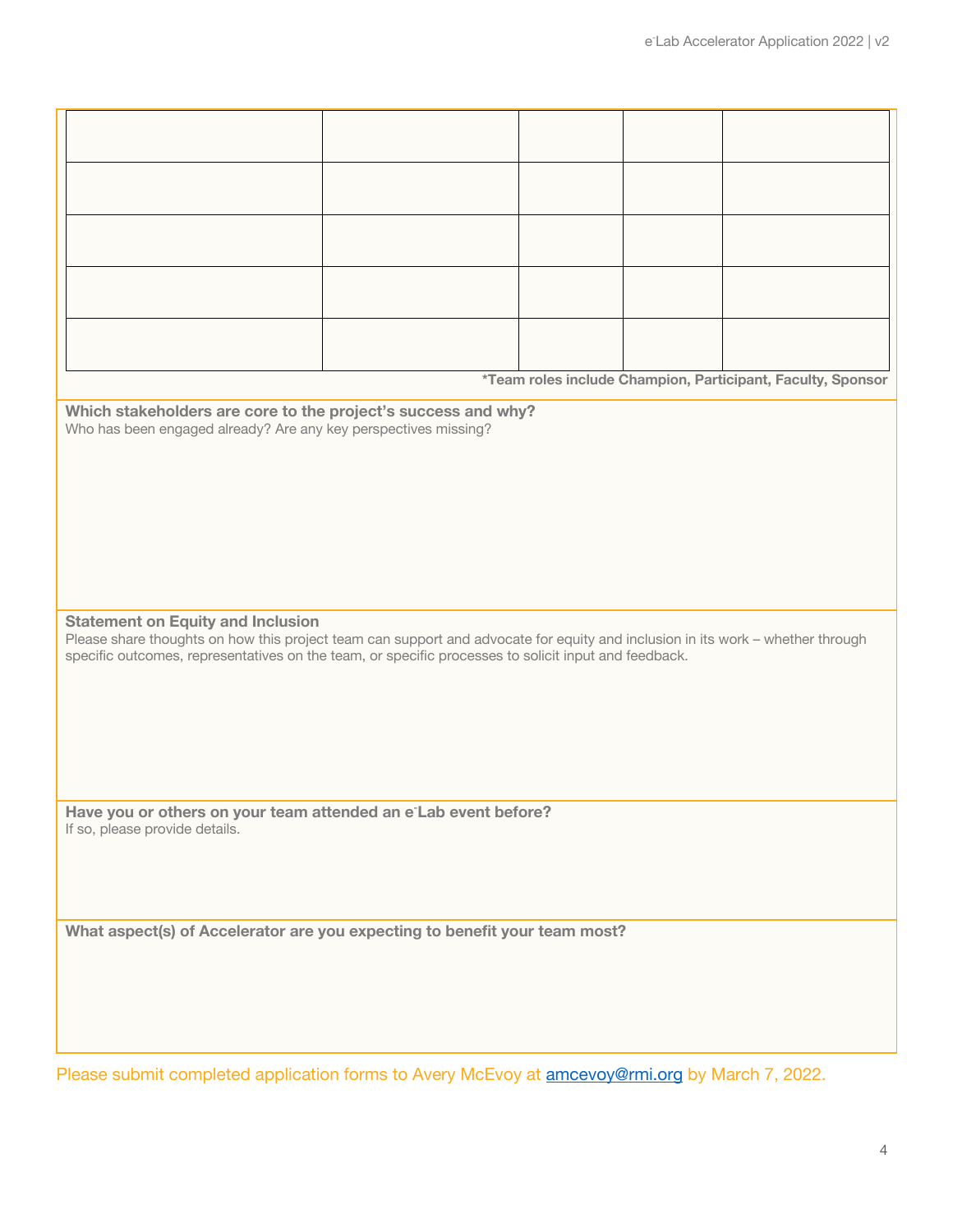| | | | | |
|---|---|---|---|---|
| | | | | |
| | | | | |
| | | | | |
| | | | | |
| | | | | |

**\*Team roles include Champion, Participant, Faculty, Sponsor**

**Which stakeholders are core to the project's success and why?**
Who has been engaged already? Are any key perspectives missing?

**Statement on Equity and Inclusion**
Please share thoughts on how this project team can support and advocate for equity and inclusion in its work – whether through specific outcomes, representatives on the team, or specific processes to solicit input and feedback.

**Have you or others on your team attended an e-Lab event before?**
If so, please provide details.

**What aspect(s) of Accelerator are you expecting to benefit your team most?**

Please submit completed application forms to Avery McEvoy at amcevoy@rmi.org by March 7, 2022.